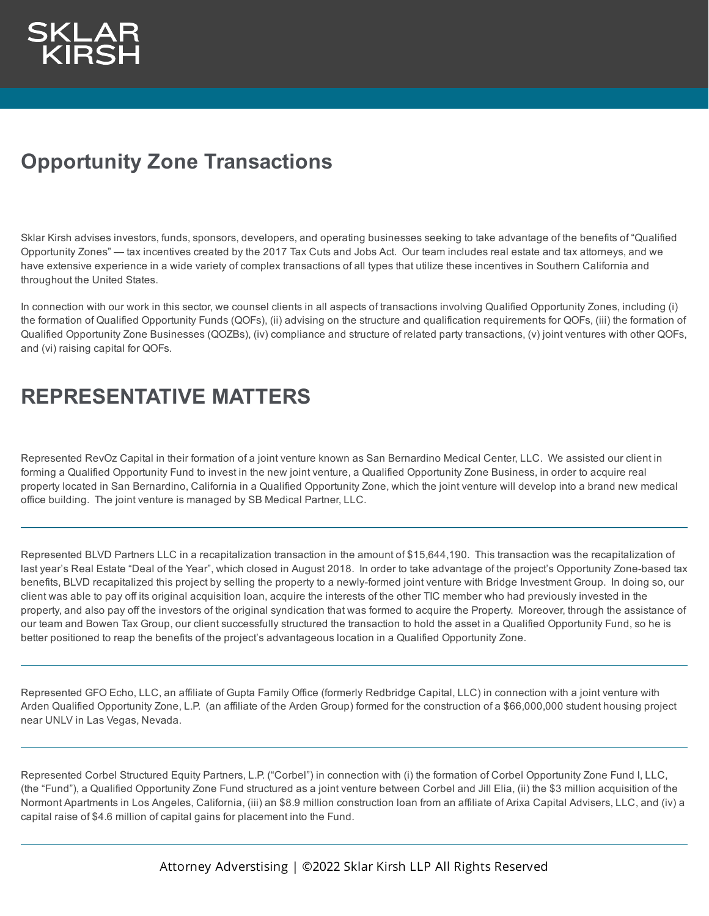SKLAR KIRSH

# Opportunity Zone Transactions

Sklar Kirsh advises investors, funds, sponsors, developers, and operating businesses seeking to take advantage of the benefits of "Qualified Opportunity Zones" — tax incentives created by the 2017 Tax Cuts and Jobs Act. Our team includes real estate and tax attorneys, and we have extensive experience in a wide variety of complex transactions of all types that utilize these incentives in Southern California and throughout the United States.

In connection with our work in this sector, we counsel clients in all aspects of transactions involving Qualified Opportunity Zones, including (i) the formation of Qualified Opportunity Funds (QOFs), (ii) advising on the structure and qualification requirements for QOFs, (iii) the formation of Qualified Opportunity Zone Businesses (QOZBs), (iv) compliance and structure of related party transactions, (v) joint ventures with other QOFs, and (vi) raising capital for QOFs.

## REPRESENTATIVE MATTERS

Represented RevOz Capital in their formation of a joint venture known as San Bernardino Medical Center, LLC. We assisted our client in forming a Qualified Opportunity Fund to invest in the new joint venture, a Qualified Opportunity Zone Business, in order to acquire real property located in San Bernardino, California in a Qualified Opportunity Zone, which the joint venture will develop into a brand new medical office building. The joint venture is managed by SB Medical Partner, LLC.

---

Represented BLVD Partners LLC in a recapitalization transaction in the amount of $15,644,190. This transaction was the recapitalization of last year's Real Estate "Deal of the Year", which closed in August 2018. In order to take advantage of the project's Opportunity Zone-based tax benefits, BLVD recapitalized this project by selling the property to a newly-formed joint venture with Bridge Investment Group. In doing so, our client was able to pay off its original acquisition loan, acquire the interests of the other TIC member who had previously invested in the property, and also pay off the investors of the original syndication that was formed to acquire the Property. Moreover, through the assistance of our team and Bowen Tax Group, our client successfully structured the transaction to hold the asset in a Qualified Opportunity Fund, so he is better positioned to reap the benefits of the project's advantageous location in a Qualified Opportunity Zone.

---

Represented GFO Echo, LLC, an affiliate of Gupta Family Office (formerly Redbridge Capital, LLC) in connection with a joint venture with Arden Qualified Opportunity Zone, L.P. (an affiliate of the Arden Group) formed for the construction of a $66,000,000 student housing project near UNLV in Las Vegas, Nevada.

---

Represented Corbel Structured Equity Partners, L.P. ("Corbel") in connection with (i) the formation of Corbel Opportunity Zone Fund I, LLC, (the "Fund"), a Qualified Opportunity Zone Fund structured as a joint venture between Corbel and Jill Elia, (ii) the $3 million acquisition of the Normont Apartments in Los Angeles, California, (iii) an $8.9 million construction loan from an affiliate of Arixa Capital Advisers, LLC, and (iv) a capital raise of $4.6 million of capital gains for placement into the Fund.

---

Attorney Adverstising | ©2022 Sklar Kirsh LLP All Rights Reserved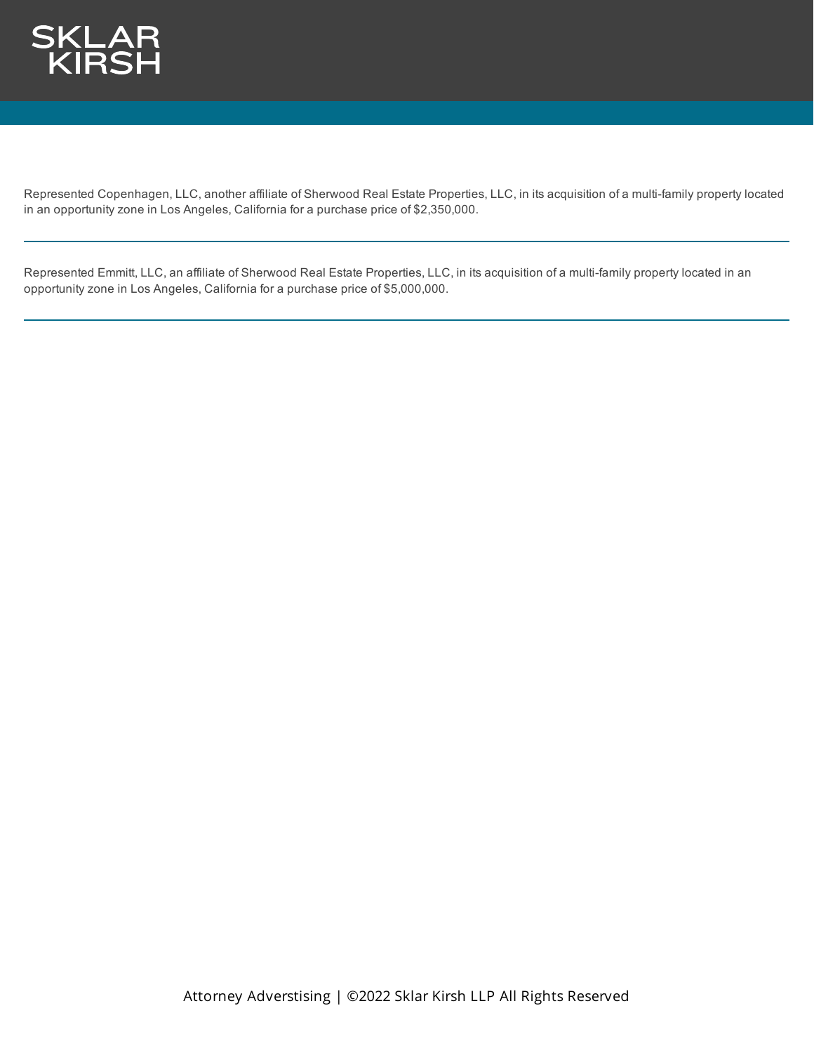Represented Copenhagen, LLC, another affiliate of Sherwood Real Estate Properties, LLC, in its acquisition of a multi-family property located in an opportunity zone in Los Angeles, California for a purchase price of $2,350,000.

---

Represented Emmitt, LLC, an affiliate of Sherwood Real Estate Properties, LLC, in its acquisition of a multi-family property located in an opportunity zone in Los Angeles, California for a purchase price of $5,000,000.

---